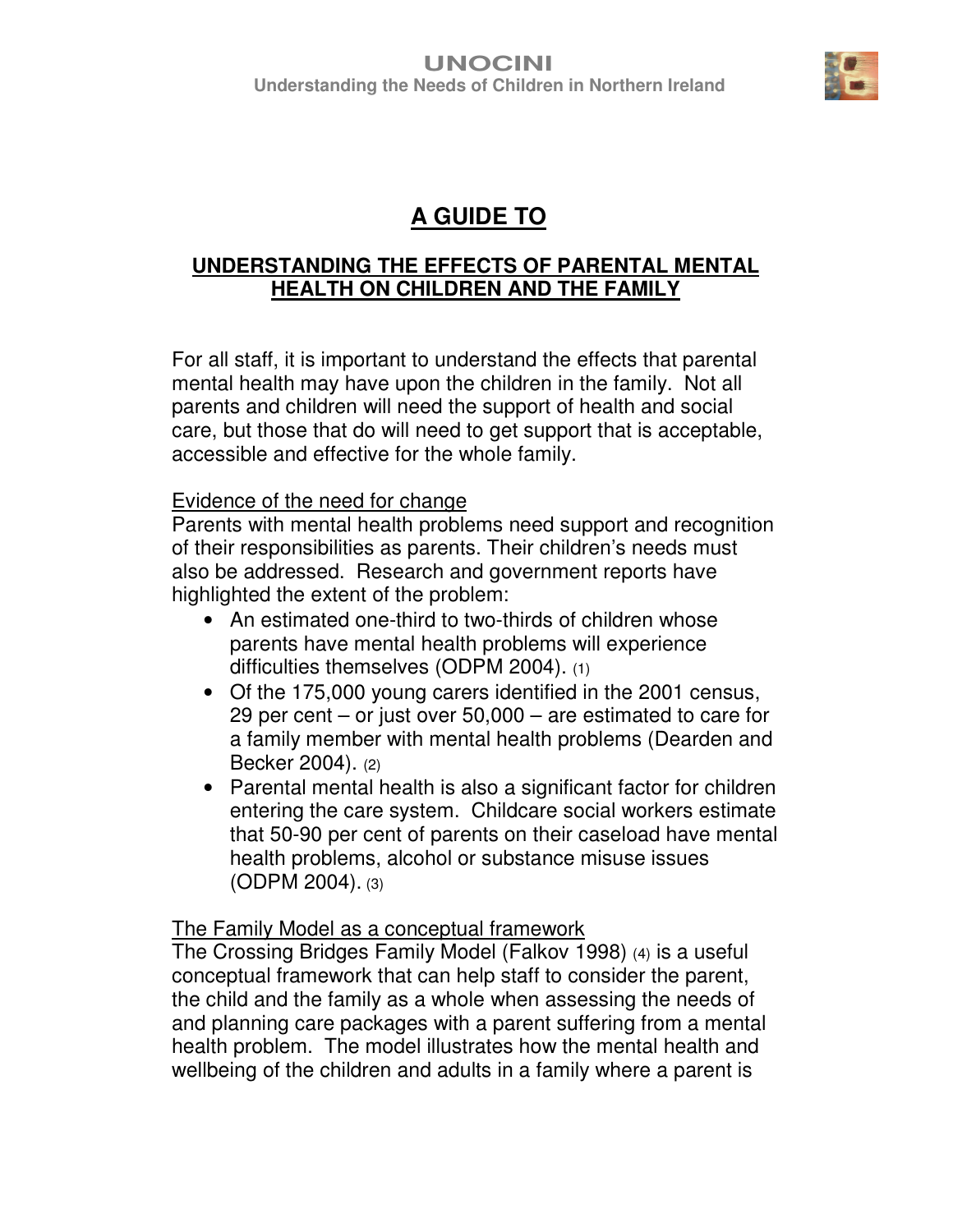# A GUIDE TO

## UNDERSTANDING THE EFFECTS OF PARENTAL MENTAL HEALTH ON CHILDREN AND THE FAMILY

For all staff, it is important to understand the effects that parental mental health may have upon the children in the family. Not all parents and children will need the support of health and social care, but those that do will need to get support that is acceptable, accessible and effective for the whole family.

Evidence of the need for change

Parents with mental health problems need support and recognition of their responsibilities as parents. Their children's needs must also be addressed. Research and government reports have highlighted the extent of the problem:

- An estimated one-third to two-thirds of children whose parents have mental health problems will experience difficulties themselves (ODPM 2004). (1)
- Of the 175,000 young carers identified in the 2001 census, 29 per cent – or just over 50,000 – are estimated to care for a family member with mental health problems (Dearden and Becker 2004). (2)
- Parental mental health is also a significant factor for children entering the care system. Childcare social workers estimate that 50-90 per cent of parents on their caseload have mental health problems, alcohol or substance misuse issues (ODPM 2004). (3)

The Family Model as a conceptual framework

The Crossing Bridges Family Model (Falkov 1998) (4) is a useful conceptual framework that can help staff to consider the parent, the child and the family as a whole when assessing the needs of and planning care packages with a parent suffering from a mental health problem. The model illustrates how the mental health and wellbeing of the children and adults in a family where a parent is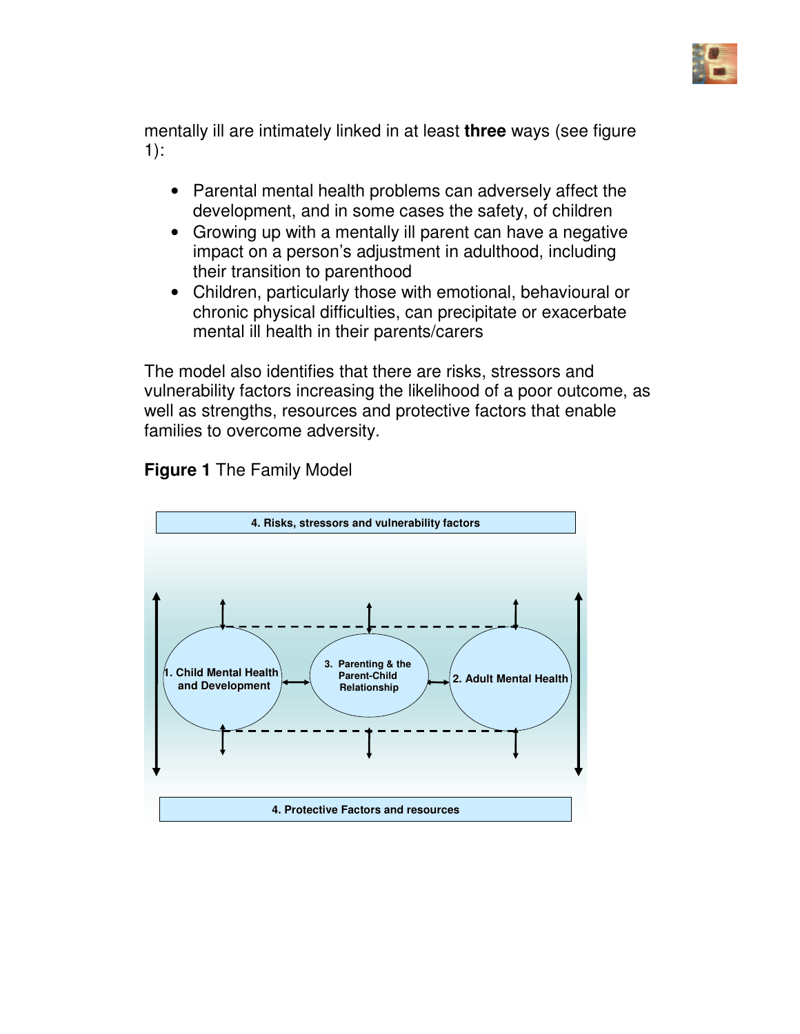mentally ill are intimately linked in at least **three** ways (see figure 1):

- Parental mental health problems can adversely affect the development, and in some cases the safety, of children
- Growing up with a mentally ill parent can have a negative impact on a person's adjustment in adulthood, including their transition to parenthood
- Children, particularly those with emotional, behavioural or chronic physical difficulties, can precipitate or exacerbate mental ill health in their parents/carers

The model also identifies that there are risks, stressors and vulnerability factors increasing the likelihood of a poor outcome, as well as strengths, resources and protective factors that enable families to overcome adversity.

**Figure 1** The Family Model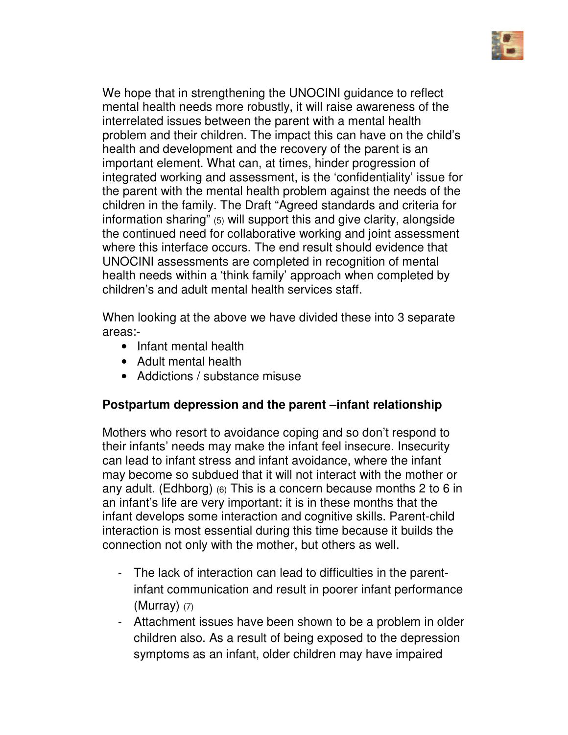We hope that in strengthening the UNOCINI guidance to reflect mental health needs more robustly, it will raise awareness of the interrelated issues between the parent with a mental health problem and their children. The impact this can have on the child's health and development and the recovery of the parent is an important element. What can, at times, hinder progression of integrated working and assessment, is the 'confidentiality' issue for the parent with the mental health problem against the needs of the children in the family. The Draft "Agreed standards and criteria for information sharing" (5) will support this and give clarity, alongside the continued need for collaborative working and joint assessment where this interface occurs. The end result should evidence that UNOCINI assessments are completed in recognition of mental health needs within a 'think family' approach when completed by children's and adult mental health services staff.

When looking at the above we have divided these into 3 separate areas:-

- Infant mental health
- Adult mental health
- Addictions / substance misuse

**Postpartum depression and the parent –infant relationship**

Mothers who resort to avoidance coping and so don't respond to their infants' needs may make the infant feel insecure. Insecurity can lead to infant stress and infant avoidance, where the infant may become so subdued that it will not interact with the mother or any adult. (Edhborg) (6) This is a concern because months 2 to 6 in an infant's life are very important: it is in these months that the infant develops some interaction and cognitive skills. Parent-child interaction is most essential during this time because it builds the connection not only with the mother, but others as well.

- The lack of interaction can lead to difficulties in the parent-infant communication and result in poorer infant performance (Murray) (7)
- Attachment issues have been shown to be a problem in older children also. As a result of being exposed to the depression symptoms as an infant, older children may have impaired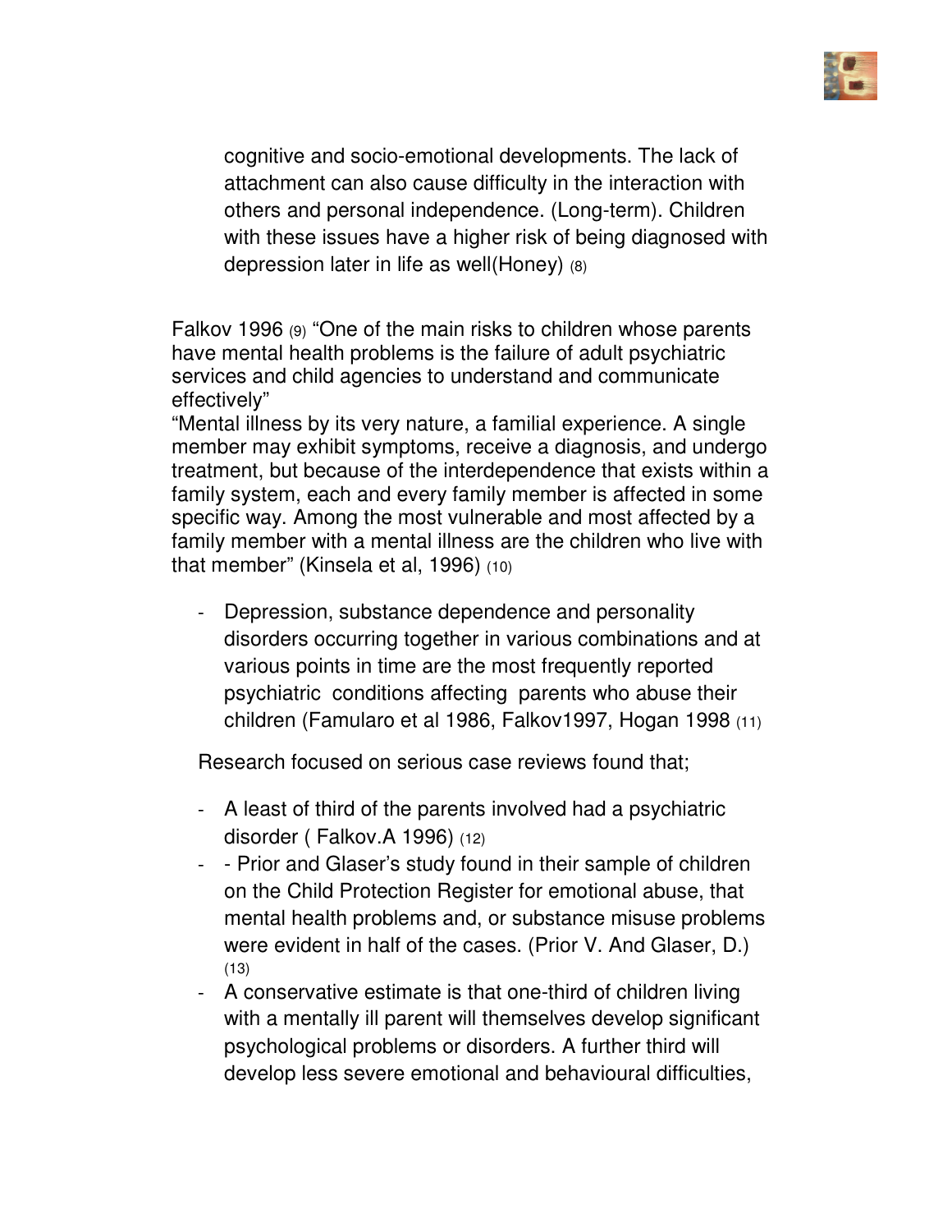cognitive and socio-emotional developments. The lack of attachment can also cause difficulty in the interaction with others and personal independence. (Long-term). Children with these issues have a higher risk of being diagnosed with depression later in life as well(Honey) (8)

Falkov 1996 (9) "One of the main risks to children whose parents have mental health problems is the failure of adult psychiatric services and child agencies to understand and communicate effectively"

"Mental illness by its very nature, a familial experience. A single member may exhibit symptoms, receive a diagnosis, and undergo treatment, but because of the interdependence that exists within a family system, each and every family member is affected in some specific way. Among the most vulnerable and most affected by a family member with a mental illness are the children who live with that member" (Kinsela et al, 1996) (10)

- Depression, substance dependence and personality disorders occurring together in various combinations and at various points in time are the most frequently reported psychiatric conditions affecting parents who abuse their children (Famularo et al 1986, Falkov1997, Hogan 1998 (11)

Research focused on serious case reviews found that;

- A least of third of the parents involved had a psychiatric disorder ( Falkov.A 1996) (12)
- - Prior and Glaser's study found in their sample of children on the Child Protection Register for emotional abuse, that mental health problems and, or substance misuse problems were evident in half of the cases. (Prior V. And Glaser, D.) (13)
- A conservative estimate is that one-third of children living with a mentally ill parent will themselves develop significant psychological problems or disorders. A further third will develop less severe emotional and behavioural difficulties,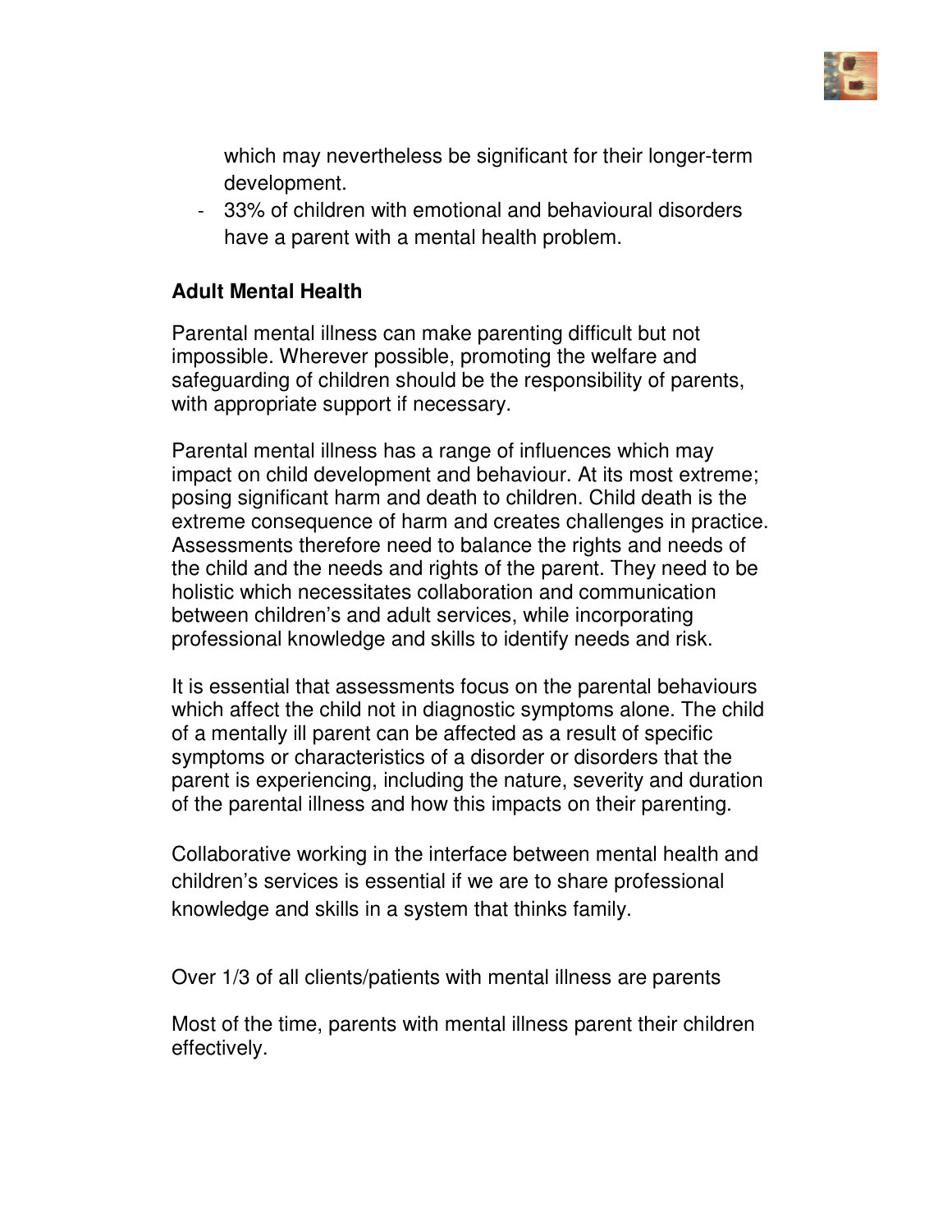which may nevertheless be significant for their longer-term development.

- 33% of children with emotional and behavioural disorders have a parent with a mental health problem.

**Adult Mental Health**

Parental mental illness can make parenting difficult but not impossible. Wherever possible, promoting the welfare and safeguarding of children should be the responsibility of parents, with appropriate support if necessary.

Parental mental illness has a range of influences which may impact on child development and behaviour. At its most extreme; posing significant harm and death to children. Child death is the extreme consequence of harm and creates challenges in practice. Assessments therefore need to balance the rights and needs of the child and the needs and rights of the parent. They need to be holistic which necessitates collaboration and communication between children's and adult services, while incorporating professional knowledge and skills to identify needs and risk.

It is essential that assessments focus on the parental behaviours which affect the child not in diagnostic symptoms alone. The child of a mentally ill parent can be affected as a result of specific symptoms or characteristics of a disorder or disorders that the parent is experiencing, including the nature, severity and duration of the parental illness and how this impacts on their parenting.

Collaborative working in the interface between mental health and children's services is essential if we are to share professional knowledge and skills in a system that thinks family.

Over 1/3 of all clients/patients with mental illness are parents

Most of the time, parents with mental illness parent their children effectively.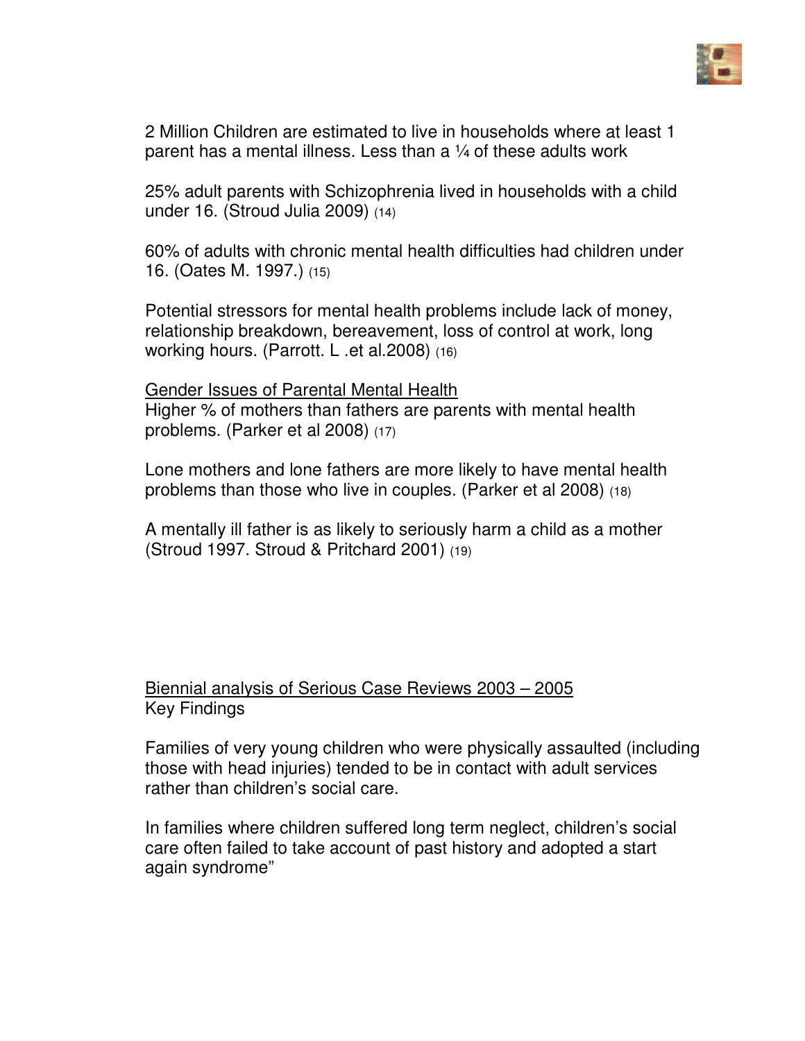2 Million Children are estimated to live in households where at least 1 parent has a mental illness. Less than a ¼ of these adults work

25% adult parents with Schizophrenia lived in households with a child under 16. (Stroud Julia 2009) (14)

60% of adults with chronic mental health difficulties had children under 16. (Oates M. 1997.) (15)

Potential stressors for mental health problems include lack of money, relationship breakdown, bereavement, loss of control at work, long working hours. (Parrott. L .et al.2008) (16)

<u>Gender Issues of Parental Mental Health</u>

Higher % of mothers than fathers are parents with mental health problems. (Parker et al 2008) (17)

Lone mothers and lone fathers are more likely to have mental health problems than those who live in couples. (Parker et al 2008) (18)

A mentally ill father is as likely to seriously harm a child as a mother (Stroud 1997. Stroud & Pritchard 2001) (19)

<u>Biennial analysis of Serious Case Reviews 2003 – 2005</u>

Key Findings

Families of very young children who were physically assaulted (including those with head injuries) tended to be in contact with adult services rather than children's social care.

In families where children suffered long term neglect, children's social care often failed to take account of past history and adopted a start again syndrome"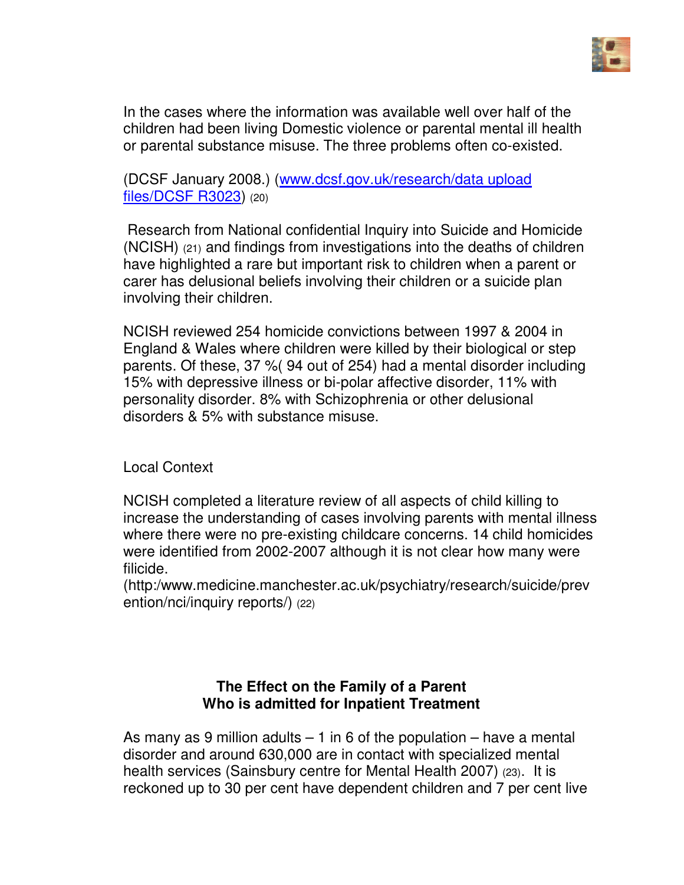In the cases where the information was available well over half of the children had been living Domestic violence or parental mental ill health or parental substance misuse. The three problems often co-existed.

(DCSF January 2008.) (www.dcsf.gov.uk/research/data upload files/DCSF R3023) (20)

Research from National confidential Inquiry into Suicide and Homicide (NCISH) (21) and findings from investigations into the deaths of children have highlighted a rare but important risk to children when a parent or carer has delusional beliefs involving their children or a suicide plan involving their children.

NCISH reviewed 254 homicide convictions between 1997 & 2004 in England & Wales where children were killed by their biological or step parents. Of these, 37 %( 94 out of 254) had a mental disorder including 15% with depressive illness or bi-polar affective disorder, 11% with personality disorder. 8% with Schizophrenia or other delusional disorders & 5% with substance misuse.

Local Context

NCISH completed a literature review of all aspects of child killing to increase the understanding of cases involving parents with mental illness where there were no pre-existing childcare concerns. 14 child homicides were identified from 2002-2007 although it is not clear how many were filicide.
(http:/www.medicine.manchester.ac.uk/psychiatry/research/suicide/prevention/nci/inquiry reports/) (22)

## The Effect on the Family of a Parent Who is admitted for Inpatient Treatment

As many as 9 million adults – 1 in 6 of the population – have a mental disorder and around 630,000 are in contact with specialized mental health services (Sainsbury centre for Mental Health 2007) (23). It is reckoned up to 30 per cent have dependent children and 7 per cent live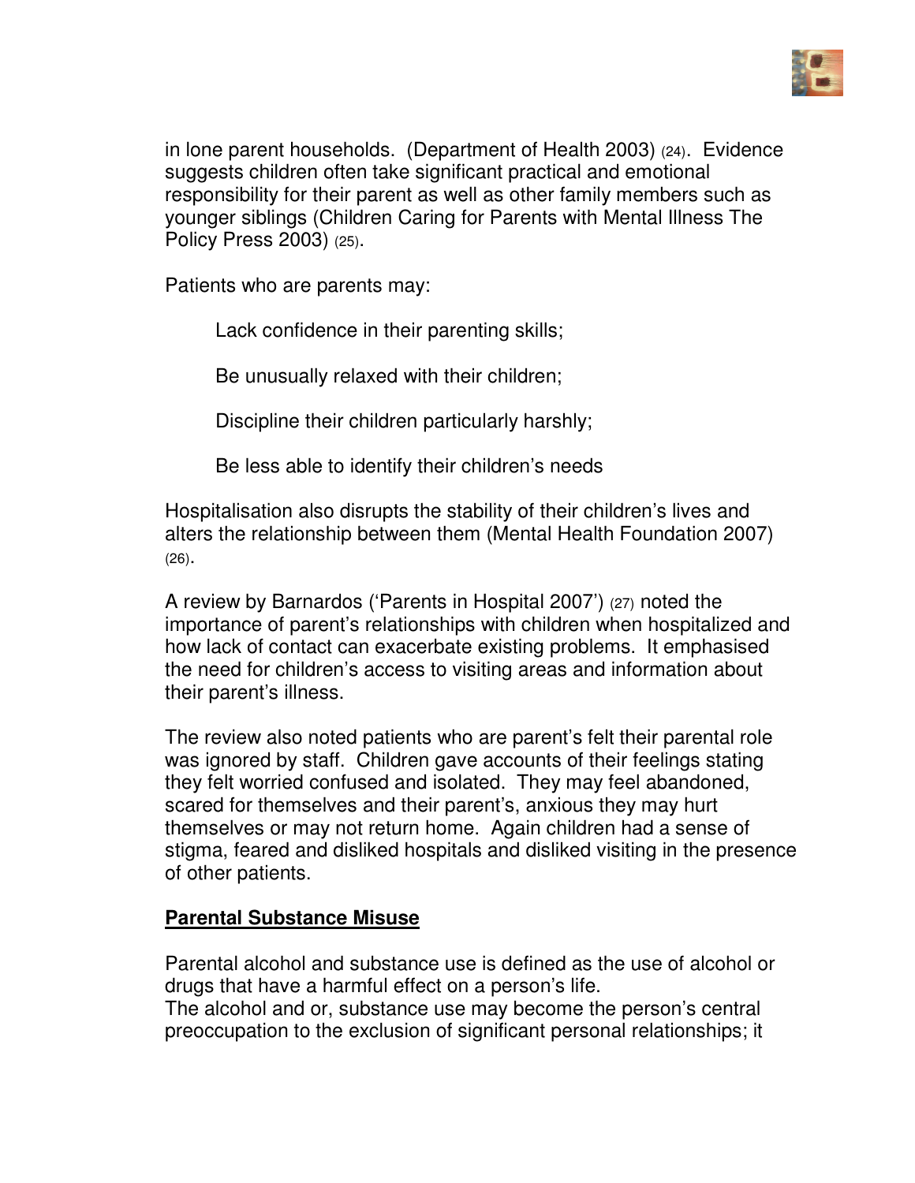in lone parent households. (Department of Health 2003) (24). Evidence suggests children often take significant practical and emotional responsibility for their parent as well as other family members such as younger siblings (Children Caring for Parents with Mental Illness The Policy Press 2003) (25).

Patients who are parents may:

- Lack confidence in their parenting skills;
- Be unusually relaxed with their children;
- Discipline their children particularly harshly;
- Be less able to identify their children's needs

Hospitalisation also disrupts the stability of their children's lives and alters the relationship between them (Mental Health Foundation 2007) (26).

A review by Barnardos ('Parents in Hospital 2007') (27) noted the importance of parent's relationships with children when hospitalized and how lack of contact can exacerbate existing problems. It emphasised the need for children's access to visiting areas and information about their parent's illness.

The review also noted patients who are parent's felt their parental role was ignored by staff. Children gave accounts of their feelings stating they felt worried confused and isolated. They may feel abandoned, scared for themselves and their parent's, anxious they may hurt themselves or may not return home. Again children had a sense of stigma, feared and disliked hospitals and disliked visiting in the presence of other patients.

**<u>Parental Substance Misuse</u>**

Parental alcohol and substance use is defined as the use of alcohol or drugs that have a harmful effect on a person's life.
The alcohol and or, substance use may become the person's central preoccupation to the exclusion of significant personal relationships; it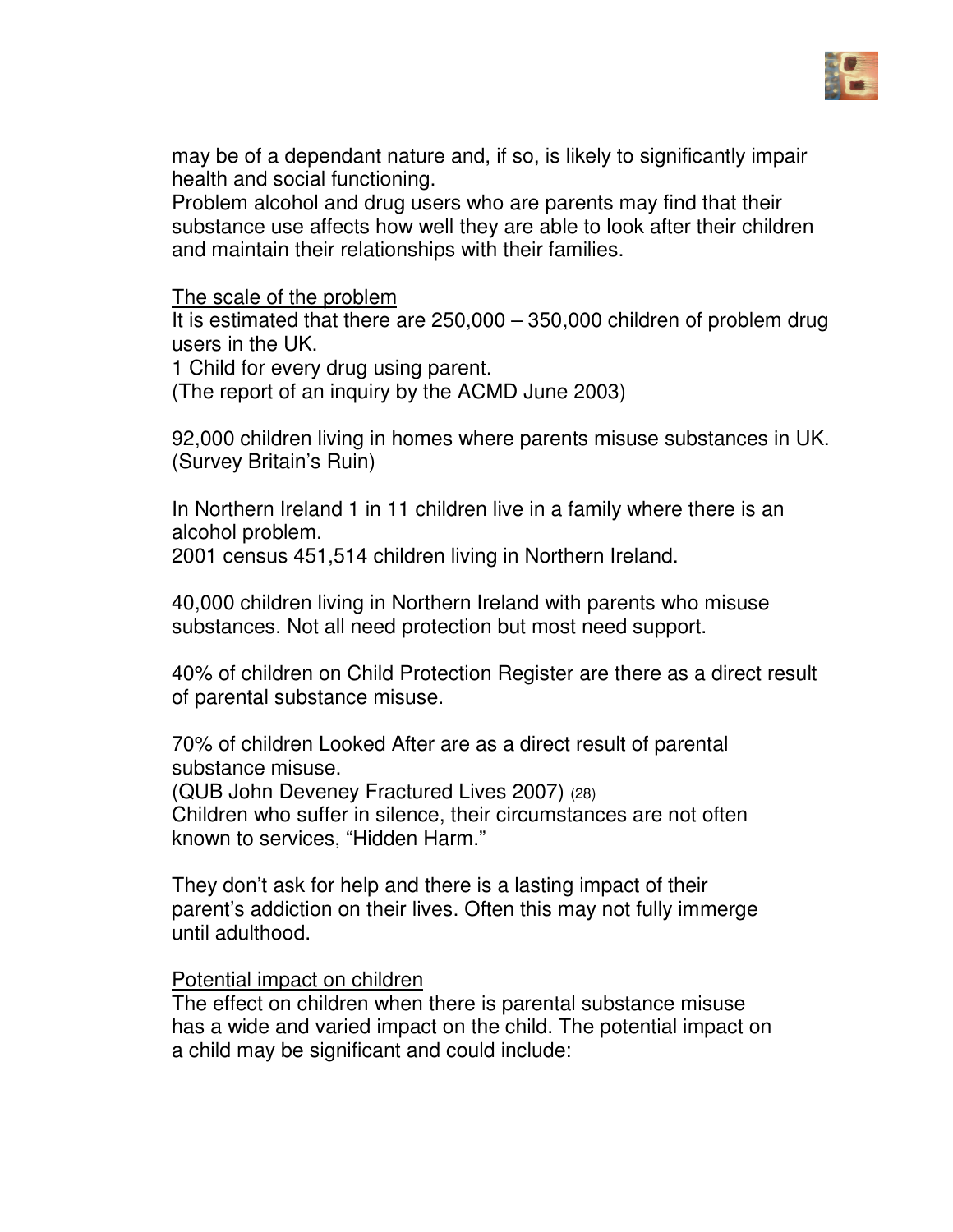may be of a dependant nature and, if so, is likely to significantly impair health and social functioning.
Problem alcohol and drug users who are parents may find that their substance use affects how well they are able to look after their children and maintain their relationships with their families.

The scale of the problem

It is estimated that there are 250,000 – 350,000 children of problem drug users in the UK.
1 Child for every drug using parent.
(The report of an inquiry by the ACMD June 2003)

92,000 children living in homes where parents misuse substances in UK. (Survey Britain's Ruin)

In Northern Ireland 1 in 11 children live in a family where there is an alcohol problem.
2001 census 451,514 children living in Northern Ireland.

40,000 children living in Northern Ireland with parents who misuse substances. Not all need protection but most need support.

40% of children on Child Protection Register are there as a direct result of parental substance misuse.

70% of children Looked After are as a direct result of parental substance misuse.
(QUB John Deveney Fractured Lives 2007) (28)
Children who suffer in silence, their circumstances are not often known to services, "Hidden Harm."

They don't ask for help and there is a lasting impact of their parent's addiction on their lives. Often this may not fully immerge until adulthood.

Potential impact on children

The effect on children when there is parental substance misuse has a wide and varied impact on the child. The potential impact on a child may be significant and could include: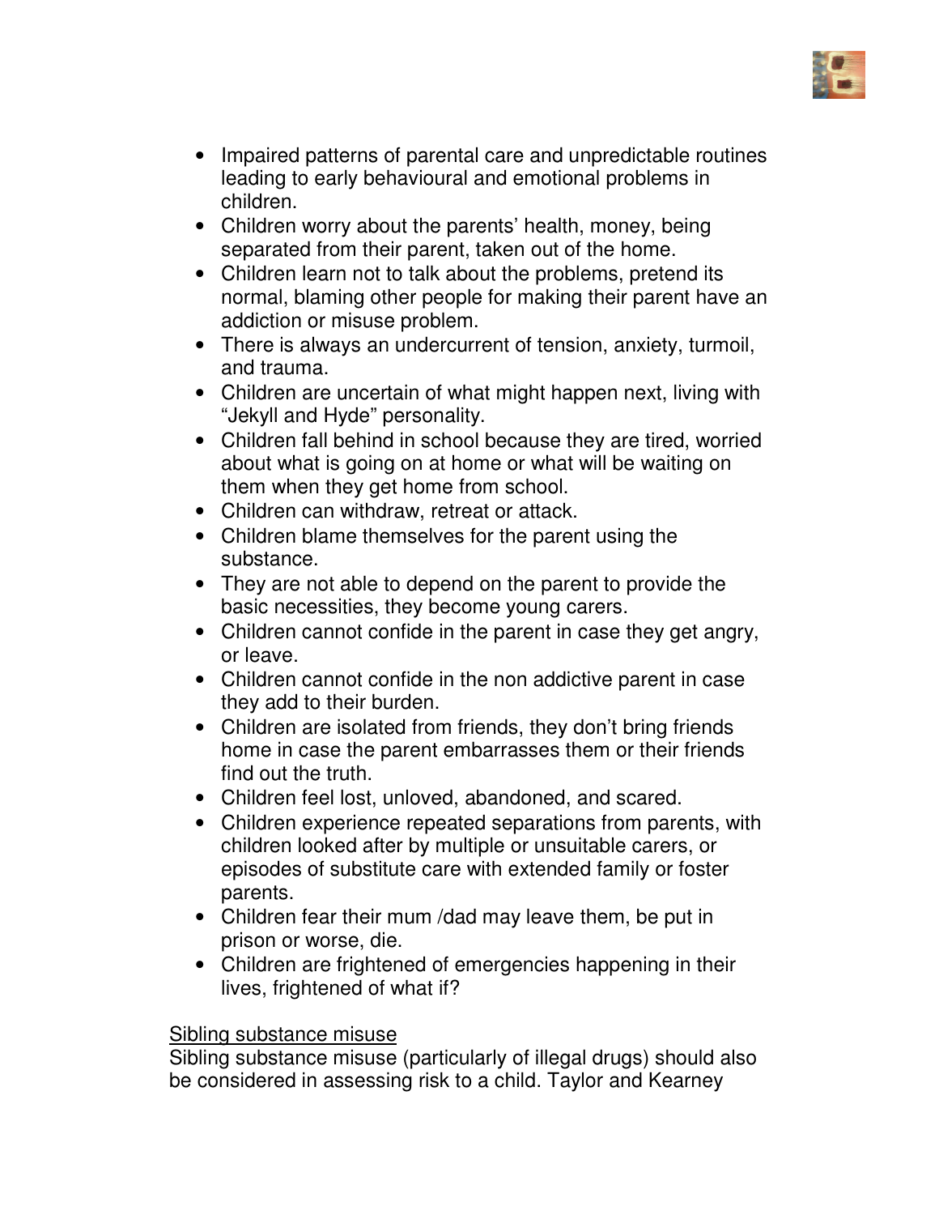- Impaired patterns of parental care and unpredictable routines leading to early behavioural and emotional problems in children.
- Children worry about the parents' health, money, being separated from their parent, taken out of the home.
- Children learn not to talk about the problems, pretend its normal, blaming other people for making their parent have an addiction or misuse problem.
- There is always an undercurrent of tension, anxiety, turmoil, and trauma.
- Children are uncertain of what might happen next, living with "Jekyll and Hyde" personality.
- Children fall behind in school because they are tired, worried about what is going on at home or what will be waiting on them when they get home from school.
- Children can withdraw, retreat or attack.
- Children blame themselves for the parent using the substance.
- They are not able to depend on the parent to provide the basic necessities, they become young carers.
- Children cannot confide in the parent in case they get angry, or leave.
- Children cannot confide in the non addictive parent in case they add to their burden.
- Children are isolated from friends, they don't bring friends home in case the parent embarrasses them or their friends find out the truth.
- Children feel lost, unloved, abandoned, and scared.
- Children experience repeated separations from parents, with children looked after by multiple or unsuitable carers, or episodes of substitute care with extended family or foster parents.
- Children fear their mum /dad may leave them, be put in prison or worse, die.
- Children are frightened of emergencies happening in their lives, frightened of what if?

<u>Sibling substance misuse</u>

Sibling substance misuse (particularly of illegal drugs) should also be considered in assessing risk to a child. Taylor and Kearney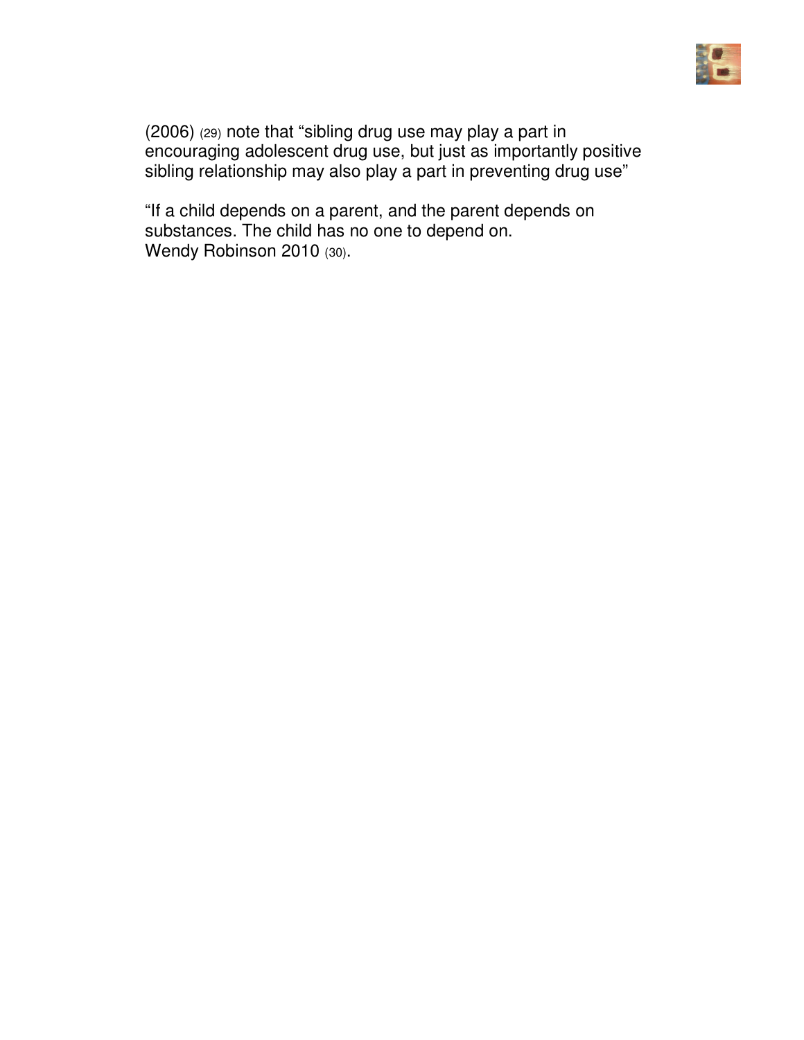(2006) (29) note that "sibling drug use may play a part in encouraging adolescent drug use, but just as importantly positive sibling relationship may also play a part in preventing drug use"

"If a child depends on a parent, and the parent depends on substances. The child has no one to depend on.
Wendy Robinson 2010 (30).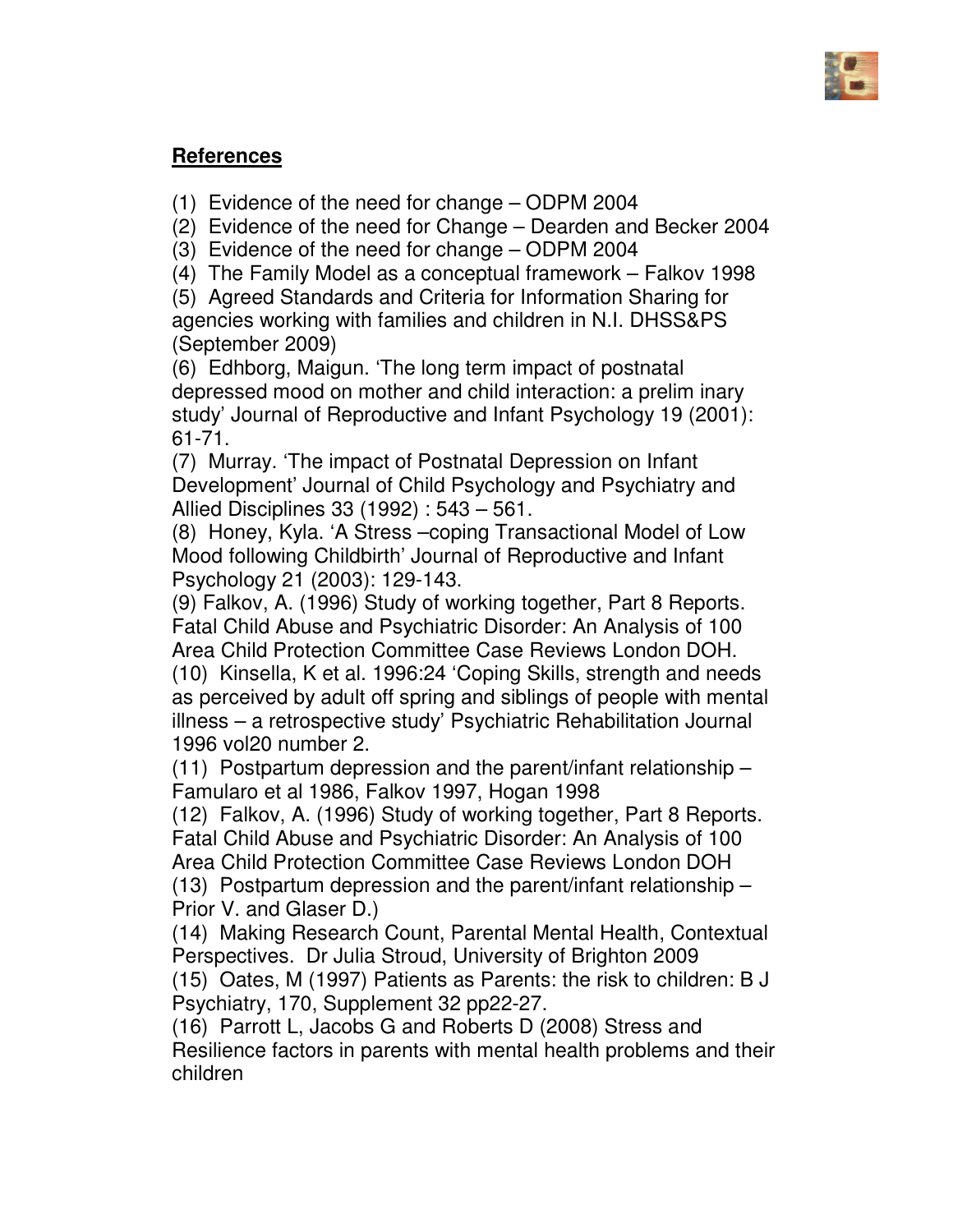## References

(1) Evidence of the need for change – ODPM 2004
(2) Evidence of the need for Change – Dearden and Becker 2004
(3) Evidence of the need for change – ODPM 2004
(4) The Family Model as a conceptual framework – Falkov 1998
(5) Agreed Standards and Criteria for Information Sharing for agencies working with families and children in N.I. DHSS&PS (September 2009)
(6) Edhborg, Maigun. 'The long term impact of postnatal depressed mood on mother and child interaction: a prelim inary study' Journal of Reproductive and Infant Psychology 19 (2001): 61-71.
(7) Murray. 'The impact of Postnatal Depression on Infant Development' Journal of Child Psychology and Psychiatry and Allied Disciplines 33 (1992) : 543 – 561.
(8) Honey, Kyla. 'A Stress –coping Transactional Model of Low Mood following Childbirth' Journal of Reproductive and Infant Psychology 21 (2003): 129-143.
(9) Falkov, A. (1996) Study of working together, Part 8 Reports. Fatal Child Abuse and Psychiatric Disorder: An Analysis of 100 Area Child Protection Committee Case Reviews London DOH.
(10) Kinsella, K et al. 1996:24 'Coping Skills, strength and needs as perceived by adult off spring and siblings of people with mental illness – a retrospective study' Psychiatric Rehabilitation Journal 1996 vol20 number 2.
(11) Postpartum depression and the parent/infant relationship – Famularo et al 1986, Falkov 1997, Hogan 1998
(12) Falkov, A. (1996) Study of working together, Part 8 Reports. Fatal Child Abuse and Psychiatric Disorder: An Analysis of 100 Area Child Protection Committee Case Reviews London DOH
(13) Postpartum depression and the parent/infant relationship – Prior V. and Glaser D.)
(14) Making Research Count, Parental Mental Health, Contextual Perspectives. Dr Julia Stroud, University of Brighton 2009
(15) Oates, M (1997) Patients as Parents: the risk to children: B J Psychiatry, 170, Supplement 32 pp22-27.
(16) Parrott L, Jacobs G and Roberts D (2008) Stress and Resilience factors in parents with mental health problems and their children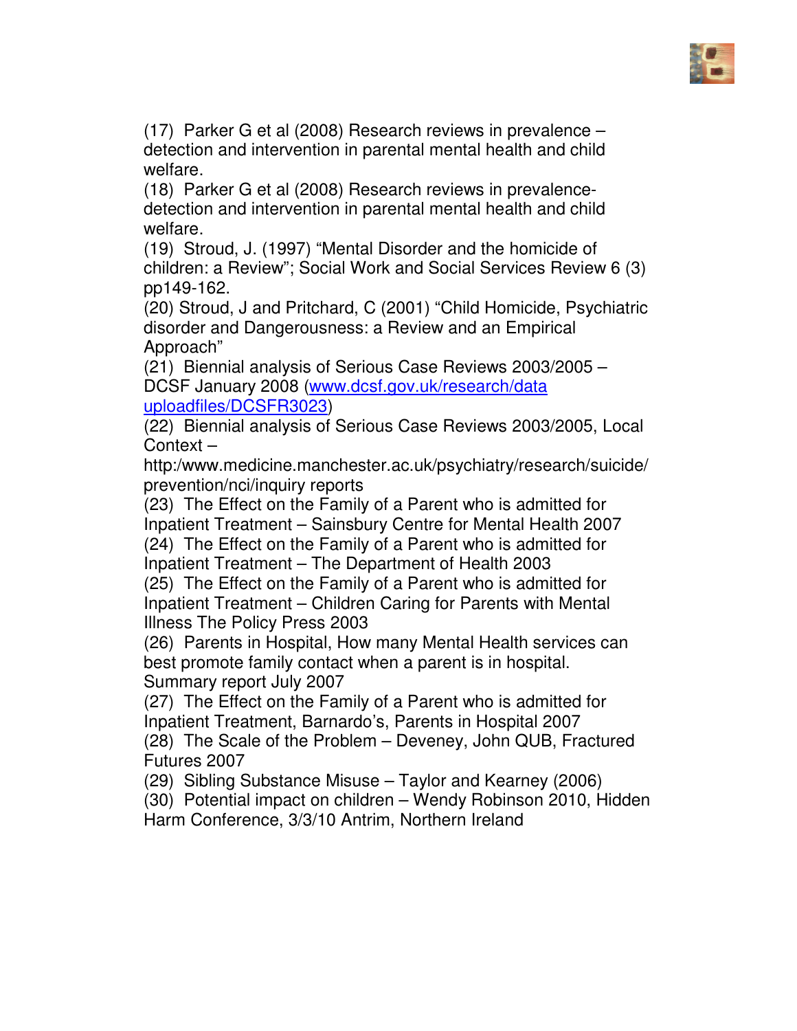(17) Parker G et al (2008) Research reviews in prevalence – detection and intervention in parental mental health and child welfare.

(18) Parker G et al (2008) Research reviews in prevalence-detection and intervention in parental mental health and child welfare.

(19) Stroud, J. (1997) "Mental Disorder and the homicide of children: a Review"; Social Work and Social Services Review 6 (3) pp149-162.

(20) Stroud, J and Pritchard, C (2001) "Child Homicide, Psychiatric disorder and Dangerousness: a Review and an Empirical Approach"

(21) Biennial analysis of Serious Case Reviews 2003/2005 – DCSF January 2008 (www.dcsf.gov.uk/research/data uploadfiles/DCSFR3023)

(22) Biennial analysis of Serious Case Reviews 2003/2005, Local Context – http:/www.medicine.manchester.ac.uk/psychiatry/research/suicide/prevention/nci/inquiry reports

(23) The Effect on the Family of a Parent who is admitted for Inpatient Treatment – Sainsbury Centre for Mental Health 2007

(24) The Effect on the Family of a Parent who is admitted for Inpatient Treatment – The Department of Health 2003

(25) The Effect on the Family of a Parent who is admitted for Inpatient Treatment – Children Caring for Parents with Mental Illness The Policy Press 2003

(26) Parents in Hospital, How many Mental Health services can best promote family contact when a parent is in hospital. Summary report July 2007

(27) The Effect on the Family of a Parent who is admitted for Inpatient Treatment, Barnardo's, Parents in Hospital 2007

(28) The Scale of the Problem – Deveney, John QUB, Fractured Futures 2007

(29) Sibling Substance Misuse – Taylor and Kearney (2006)

(30) Potential impact on children – Wendy Robinson 2010, Hidden Harm Conference, 3/3/10 Antrim, Northern Ireland